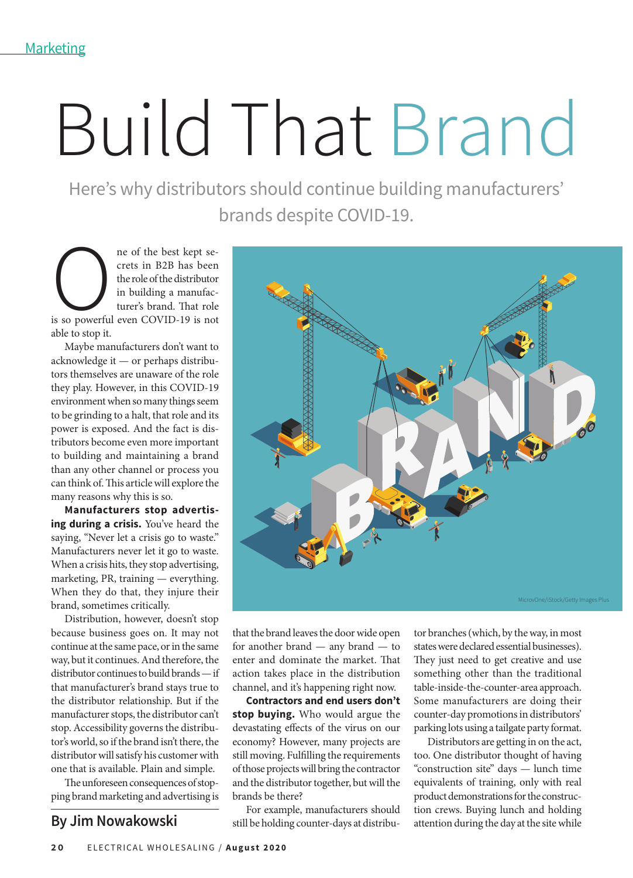Marketing

# Build That Brand

Here's why distributors should continue building manufacturers' brands despite COVID-19.

One of the best kept secrets in B2B has been the role of the distributor in building a manufacturer's brand. That role is so powerful even COVID-19 is not able to stop it.

Maybe manufacturers don't want to acknowledge it — or perhaps distributors themselves are unaware of the role they play. However, in this COVID-19 environment when so many things seem to be grinding to a halt, that role and its power is exposed. And the fact is distributors become even more important to building and maintaining a brand than any other channel or process you can think of. This article will explore the many reasons why this is so.

**Manufacturers stop advertising during a crisis.** You've heard the saying, "Never let a crisis go to waste." Manufacturers never let it go to waste. When a crisis hits, they stop advertising, marketing, PR, training — everything. When they do that, they injure their brand, sometimes critically.

Distribution, however, doesn't stop because business goes on. It may not continue at the same pace, or in the same way, but it continues. And therefore, the distributor continues to build brands — if that manufacturer's brand stays true to the distributor relationship. But if the manufacturer stops, the distributor can't stop. Accessibility governs the distributor's world, so if the brand isn't there, the distributor will satisfy his customer with one that is available. Plain and simple.

The unforeseen consequences of stopping brand marketing and advertising is that the brand leaves the door wide open for another brand — any brand — to enter and dominate the market. That action takes place in the distribution channel, and it's happening right now.

**Contractors and end users don't stop buying.** Who would argue the devastating effects of the virus on our economy? However, many projects are still moving. Fulfilling the requirements of those projects will bring the contractor and the distributor together, but will the brands be there?

For example, manufacturers should still be holding counter-days at distributor branches (which, by the way, in most states were declared essential businesses). They just need to get creative and use something other than the traditional table-inside-the-counter-area approach. Some manufacturers are doing their counter-day promotions in distributors' parking lots using a tailgate party format.

Distributors are getting in on the act, too. One distributor thought of having "construction site" days — lunch time equivalents of training, only with real product demonstrations for the construction crews. Buying lunch and holding attention during the day at the site while

MicrovOne/iStock/Getty Images Plus

**By Jim Nowakowski**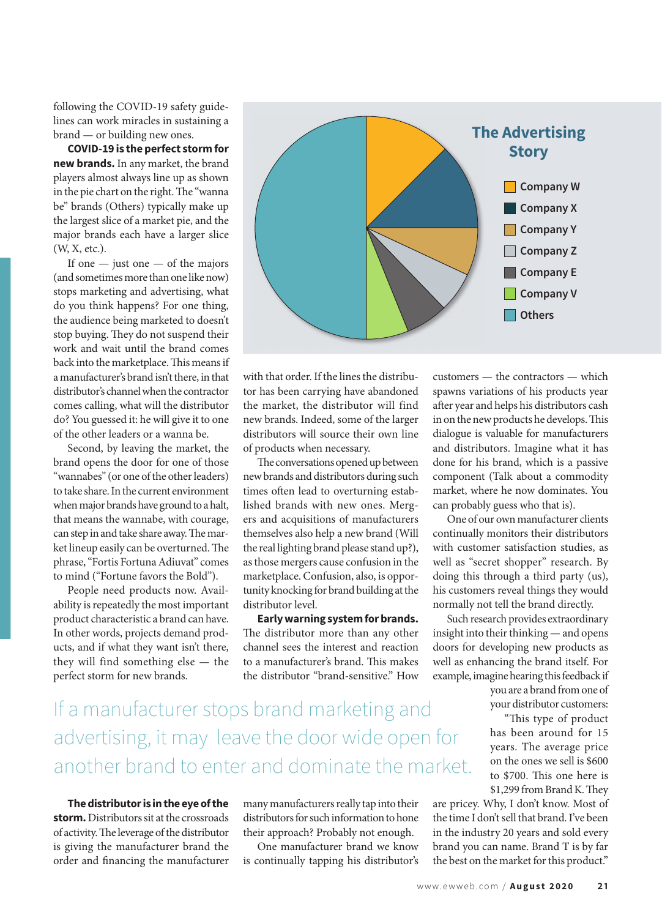following the COVID-19 safety guidelines can work miracles in sustaining a brand — or building new ones.

**COVID-19 is the perfect storm for new brands.** In any market, the brand players almost always line up as shown in the pie chart on the right. The "wanna be" brands (Others) typically make up the largest slice of a market pie, and the major brands each have a larger slice (W, X, etc.).

If one — just one — of the majors (and sometimes more than one like now) stops marketing and advertising, what do you think happens? For one thing, the audience being marketed to doesn't stop buying. They do not suspend their work and wait until the brand comes back into the marketplace. This means if a manufacturer's brand isn't there, in that distributor's channel when the contractor comes calling, what will the distributor do? You guessed it: he will give it to one of the other leaders or a wanna be.

Second, by leaving the market, the brand opens the door for one of those "wannabes" (or one of the other leaders) to take share. In the current environment when major brands have ground to a halt, that means the wannabe, with courage, can step in and take share away. The market lineup easily can be overturned. The phrase, "Fortis Fortuna Adiuvat" comes to mind ("Fortune favors the Bold").

People need products now. Availability is repeatedly the most important product characteristic a brand can have. In other words, projects demand products, and if what they want isn't there, they will find something else — the perfect storm for new brands.

**The Advertising Story**

- Company W
- Company X
- Company Y
- Company Z
- Company E
- Company V
- Others

**The distributor is in the eye of the storm.** Distributors sit at the crossroads of activity. The leverage of the distributor is giving the manufacturer brand the order and financing the manufacturer with that order. If the lines the distributor has been carrying have abandoned the market, the distributor will find new brands. Indeed, some of the larger distributors will source their own line of products when necessary.

The conversations opened up between new brands and distributors during such times often lead to overturning established brands with new ones. Mergers and acquisitions of manufacturers themselves also help a new brand (Will the real lighting brand please stand up?), as those mergers cause confusion in the marketplace. Confusion, also, is opportunity knocking for brand building at the distributor level.

**Early warning system for brands.** The distributor more than any other channel sees the interest and reaction to a manufacturer's brand. This makes the distributor "brand-sensitive." How many manufacturers really tap into their distributors for such information to hone their approach? Probably not enough.

One manufacturer brand we know is continually tapping his distributor's customers — the contractors — which spawns variations of his products year after year and helps his distributors cash in on the new products he develops. This dialogue is valuable for manufacturers and distributors. Imagine what it has done for his brand, which is a passive component (Talk about a commodity market, where he now dominates. You can probably guess who that is).

One of our own manufacturer clients continually monitors their distributors with customer satisfaction studies, as well as "secret shopper" research. By doing this through a third party (us), his customers reveal things they would normally not tell the brand directly.

Such research provides extraordinary insight into their thinking — and opens doors for developing new products as well as enhancing the brand itself. For example, imagine hearing this feedback if you are a brand from one of your distributor customers:

"This type of product has been around for 15 years. The average price on the ones we sell is $600 to $700. This one here is $1,299 from Brand K. They are pricey. Why, I don't know. Most of the time I don't sell that brand. I've been in the industry 20 years and sold every brand you can name. Brand T is by far the best on the market for this product."

> If a manufacturer stops brand marketing and advertising, it may leave the door wide open for another brand to enter and dominate the market.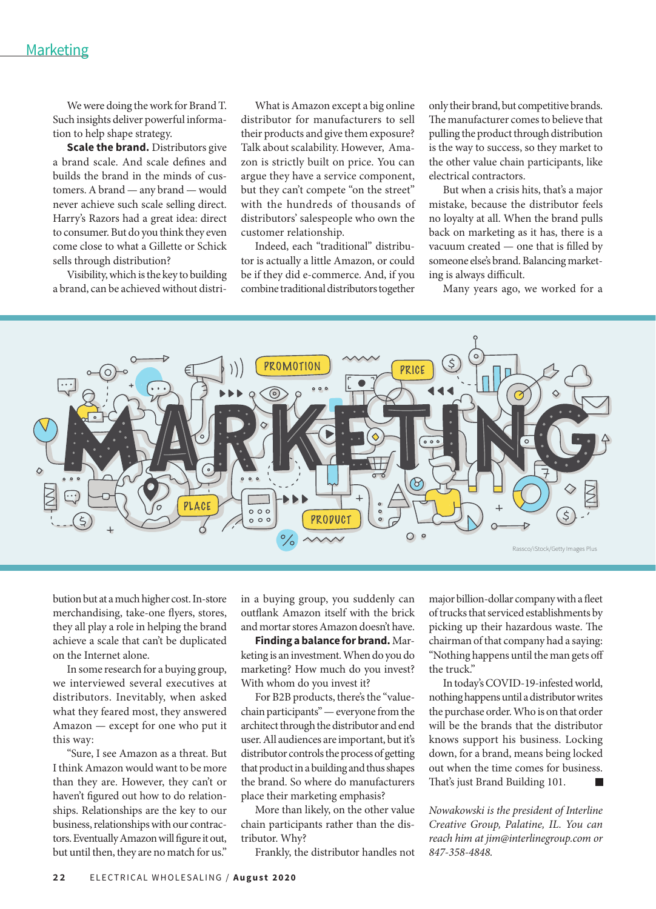We were doing the work for Brand T. Such insights deliver powerful information to help shape strategy.

**Scale the brand.** Distributors give a brand scale. And scale defines and builds the brand in the minds of customers. A brand — any brand — would never achieve such scale selling direct. Harry's Razors had a great idea: direct to consumer. But do you think they even come close to what a Gillette or Schick sells through distribution?

Visibility, which is the key to building a brand, can be achieved without distribution but at a much higher cost. In-store merchandising, take-one flyers, stores, they all play a role in helping the brand achieve a scale that can't be duplicated on the Internet alone.

In some research for a buying group, we interviewed several executives at distributors. Inevitably, when asked what they feared most, they answered Amazon — except for one who put it this way:

"Sure, I see Amazon as a threat. But I think Amazon would want to be more than they are. However, they can't or haven't figured out how to do relationships. Relationships are the key to our business, relationships with our contractors. Eventually Amazon will figure it out, but until then, they are no match for us."

What is Amazon except a big online distributor for manufacturers to sell their products and give them exposure? Talk about scalability. However, Amazon is strictly built on price. You can argue they have a service component, but they can't compete "on the street" with the hundreds of thousands of distributors' salespeople who own the customer relationship.

Indeed, each "traditional" distributor is actually a little Amazon, or could be if they did e-commerce. And, if you combine traditional distributors together in a buying group, you suddenly can outflank Amazon itself with the brick and mortar stores Amazon doesn't have.

**Finding a balance for brand.** Marketing is an investment. When do you do marketing? How much do you invest? With whom do you invest it?

For B2B products, there's the "value-chain participants" — everyone from the architect through the distributor and end user. All audiences are important, but it's distributor controls the process of getting that product in a building and thus shapes the brand. So where do manufacturers place their marketing emphasis?

More than likely, on the other value chain participants rather than the distributor. Why?

Frankly, the distributor handles not only their brand, but competitive brands. The manufacturer comes to believe that pulling the product through distribution is the way to success, so they market to the other value chain participants, like electrical contractors.

But when a crisis hits, that's a major mistake, because the distributor feels no loyalty at all. When the brand pulls back on marketing as it has, there is a vacuum created — one that is filled by someone else's brand. Balancing marketing is always difficult.

Many years ago, we worked for a major billion-dollar company with a fleet of trucks that serviced establishments by picking up their hazardous waste. The chairman of that company had a saying: "Nothing happens until the man gets off the truck."

In today's COVID-19-infested world, nothing happens until a distributor writes the purchase order. Who is on that order will be the brands that the distributor knows support his business. Locking down, for a brand, means being locked out when the time comes for business. That's just Brand Building 101. ■

Rassco/iStock/Getty Images Plus

*Nowakowski is the president of Interline Creative Group, Palatine, IL. You can reach him at jim@interlinegroup.com or 847-358-4848.*